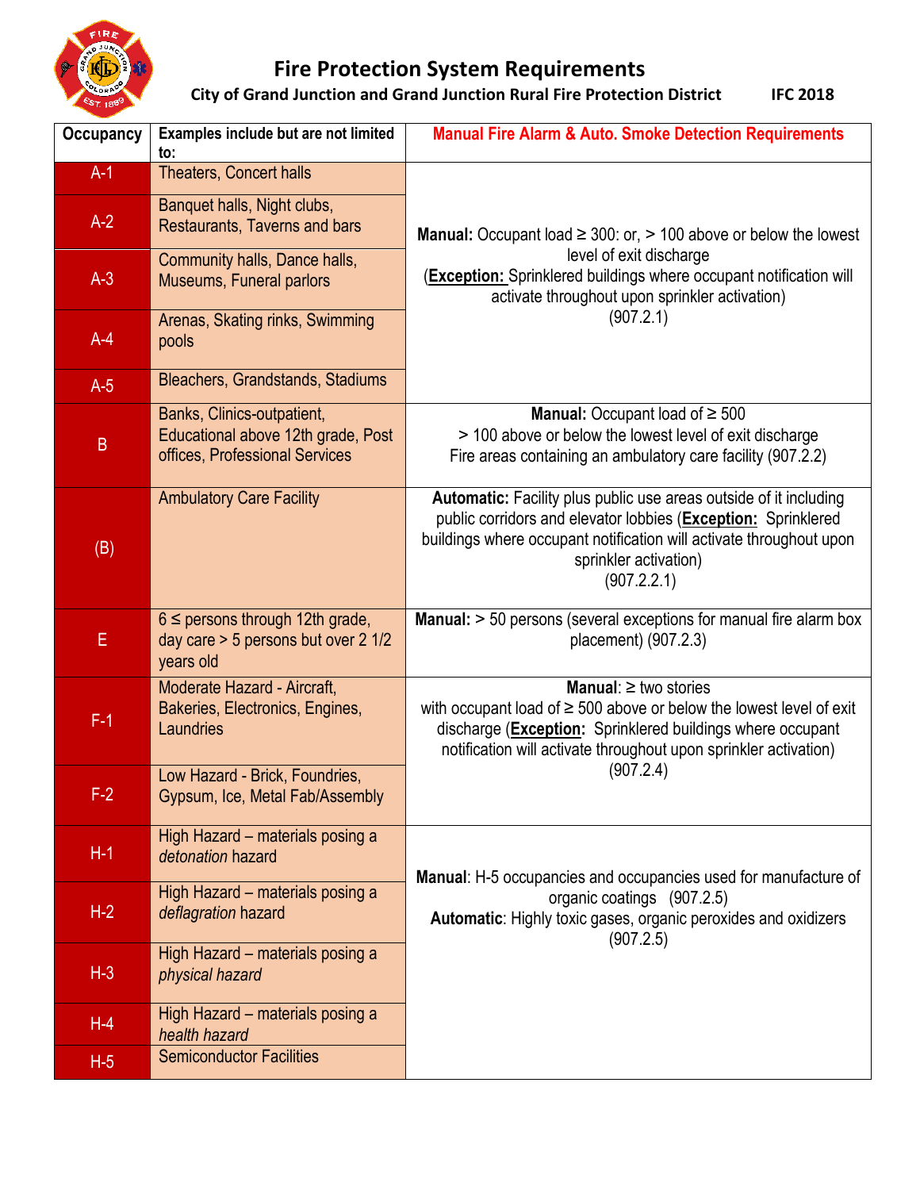# Fire Protection System Requirements

**City of Grand Junction and Grand Junction Rural Fire Protection District IFC 2018**

| Occupancy | Examples include but are not limited to: | Manual Fire Alarm & Auto. Smoke Detection Requirements |
|---|---|---|
| A-1 | Theaters, Concert halls | **Manual:** Occupant load ≥ 300: or, > 100 above or below the lowest level of exit discharge (**Exception:** Sprinklered buildings where occupant notification will activate throughout upon sprinkler activation) (907.2.1) |
| A-2 | Banquet halls, Night clubs, Restaurants, Taverns and bars | |
| A-3 | Community halls, Dance halls, Museums, Funeral parlors | |
| A-4 | Arenas, Skating rinks, Swimming pools | |
| A-5 | Bleachers, Grandstands, Stadiums | |
| B | Banks, Clinics-outpatient, Educational above 12th grade, Post offices, Professional Services | **Manual:** Occupant load of ≥ 500<br>> 100 above or below the lowest level of exit discharge<br>Fire areas containing an ambulatory care facility (907.2.2) |
| (B) | Ambulatory Care Facility | **Automatic:** Facility plus public use areas outside of it including public corridors and elevator lobbies (**Exception:** Sprinklered buildings where occupant notification will activate throughout upon sprinkler activation) (907.2.2.1) |
| E | 6 ≤ persons through 12th grade, day care > 5 persons but over 2 1/2 years old | **Manual:** > 50 persons (several exceptions for manual fire alarm box placement) (907.2.3) |
| F-1 | Moderate Hazard - Aircraft, Bakeries, Electronics, Engines, Laundries | **Manual**: ≥ two stories with occupant load of ≥ 500 above or below the lowest level of exit discharge (**Exception:** Sprinklered buildings where occupant notification will activate throughout upon sprinkler activation) (907.2.4) |
| F-2 | Low Hazard - Brick, Foundries, Gypsum, Ice, Metal Fab/Assembly | |
| H-1 | High Hazard – materials posing a *detonation* hazard | **Manual**: H-5 occupancies and occupancies used for manufacture of organic coatings (907.2.5)<br>**Automatic**: Highly toxic gases, organic peroxides and oxidizers (907.2.5) |
| H-2 | High Hazard – materials posing a *deflagration* hazard | |
| H-3 | High Hazard – materials posing a *physical hazard* | |
| H-4 | High Hazard – materials posing a *health hazard* | |
| H-5 | Semiconductor Facilities | |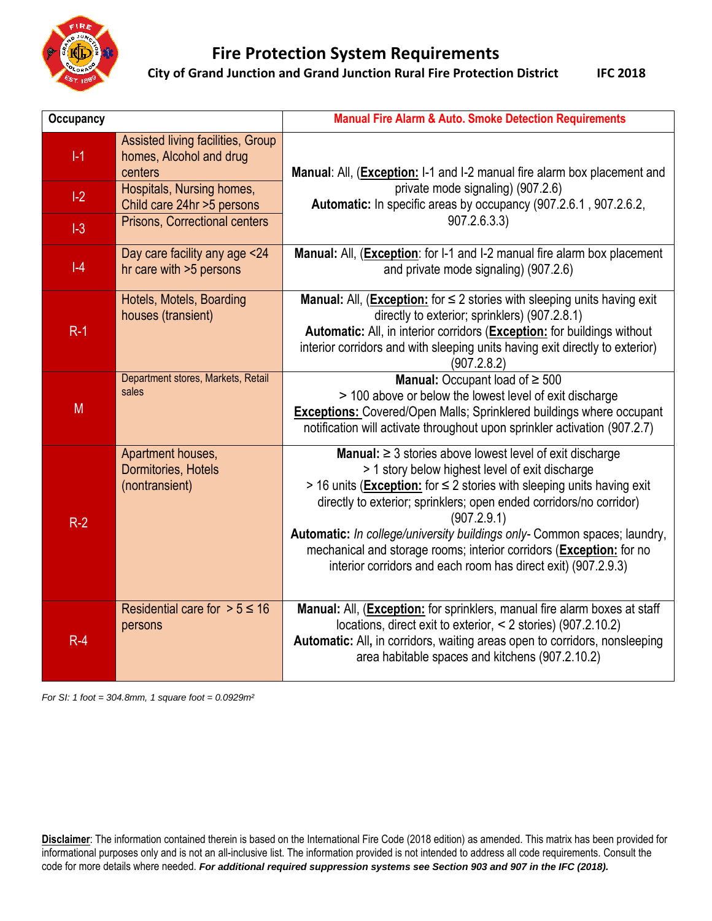# Fire Protection System Requirements

**City of Grand Junction and Grand Junction Rural Fire Protection District** **IFC 2018**

| Occupancy | | Manual Fire Alarm & Auto. Smoke Detection Requirements |
|---|---|---|
| I-1 | Assisted living facilities, Group homes, Alcohol and drug centers | **Manual**: All, (**Exception:** I-1 and I-2 manual fire alarm box placement and private mode signaling) (907.2.6) **Automatic:** In specific areas by occupancy (907.2.6.1 , 907.2.6.2, 907.2.6.3.3) |
| I-2 | Hospitals, Nursing homes, Child care 24hr >5 persons | |
| I-3 | Prisons, Correctional centers | |
| I-4 | Day care facility any age <24 hr care with >5 persons | **Manual:** All, (**Exception**: for I-1 and I-2 manual fire alarm box placement and private mode signaling) (907.2.6) |
| R-1 | Hotels, Motels, Boarding houses (transient) | **Manual:** All, (**Exception:** for ≤ 2 stories with sleeping units having exit directly to exterior; sprinklers) (907.2.8.1) **Automatic:** All, in interior corridors (**Exception:** for buildings without interior corridors and with sleeping units having exit directly to exterior) (907.2.8.2) |
| M | Department stores, Markets, Retail sales | **Manual:** Occupant load of ≥ 500 > 100 above or below the lowest level of exit discharge **Exceptions:** Covered/Open Malls; Sprinklered buildings where occupant notification will activate throughout upon sprinkler activation (907.2.7) |
| R-2 | Apartment houses, Dormitories, Hotels (nontransient) | **Manual:** ≥ 3 stories above lowest level of exit discharge > 1 story below highest level of exit discharge > 16 units (**Exception:** for ≤ 2 stories with sleeping units having exit directly to exterior; sprinklers; open ended corridors/no corridor) (907.2.9.1) **Automatic:** *In college/university buildings only*- Common spaces; laundry, mechanical and storage rooms; interior corridors (**Exception:** for no interior corridors and each room has direct exit) (907.2.9.3) |
| R-4 | Residential care for > 5 ≤ 16 persons | **Manual:** All, (**Exception:** for sprinklers, manual fire alarm boxes at staff locations, direct exit to exterior, < 2 stories) (907.2.10.2) **Automatic:** All, in corridors, waiting areas open to corridors, nonsleeping area habitable spaces and kitchens (907.2.10.2) |

*For SI: 1 foot = 304.8mm, 1 square foot = 0.0929m²*

**Disclaimer**: The information contained therein is based on the International Fire Code (2018 edition) as amended. This matrix has been provided for informational purposes only and is not an all-inclusive list. The information provided is not intended to address all code requirements. Consult the code for more details where needed. ***For additional required suppression systems see Section 903 and 907 in the IFC (2018).***